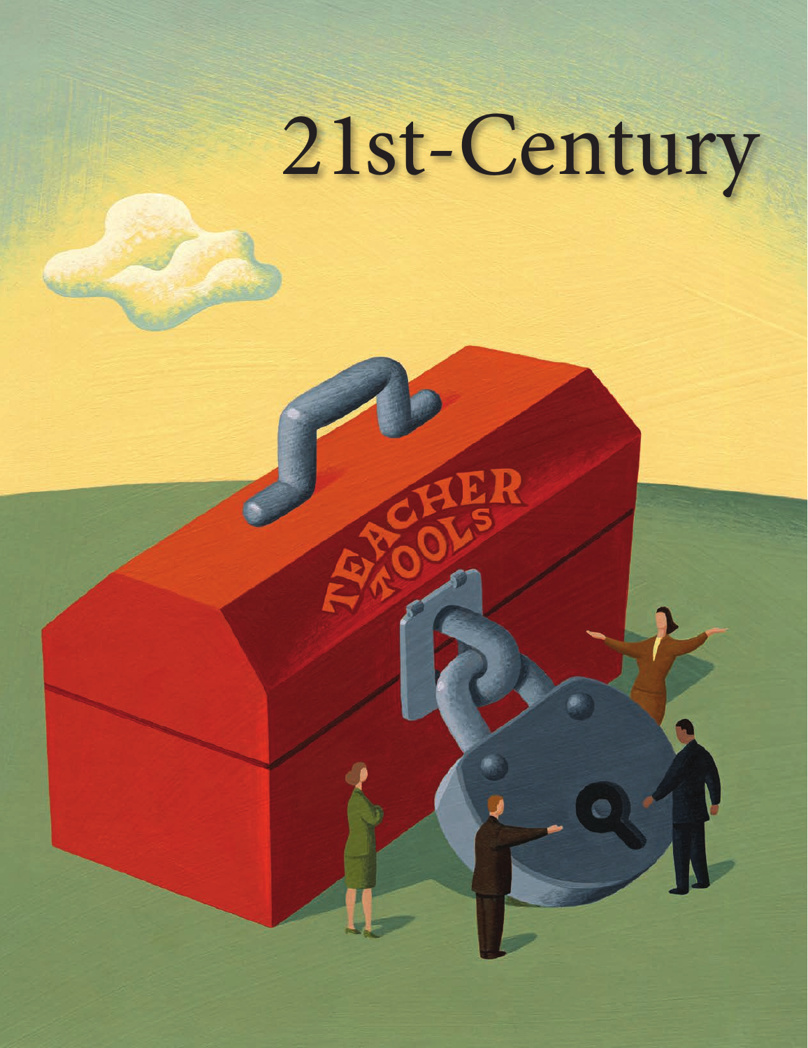# 21st-Century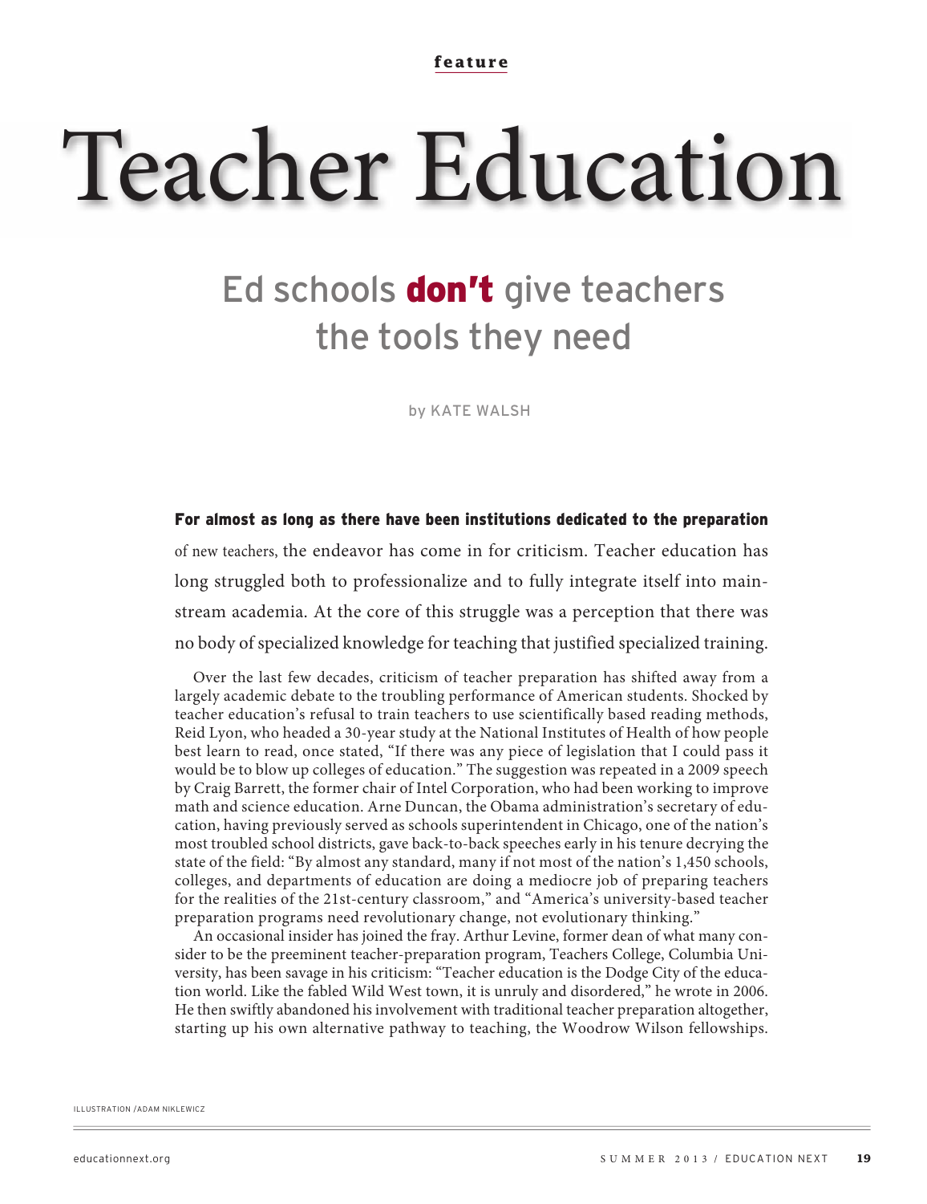feature

# Teacher Education

## Ed schools **don't** give teachers the tools they need

by KATE WALSH

**For almost as long as there have been institutions dedicated to the preparation** of new teachers, the endeavor has come in for criticism. Teacher education has long struggled both to professionalize and to fully integrate itself into mainstream academia. At the core of this struggle was a perception that there was no body of specialized knowledge for teaching that justified specialized training.

Over the last few decades, criticism of teacher preparation has shifted away from a largely academic debate to the troubling performance of American students. Shocked by teacher education's refusal to train teachers to use scientifically based reading methods, Reid Lyon, who headed a 30-year study at the National Institutes of Health of how people best learn to read, once stated, "If there was any piece of legislation that I could pass it would be to blow up colleges of education." The suggestion was repeated in a 2009 speech by Craig Barrett, the former chair of Intel Corporation, who had been working to improve math and science education. Arne Duncan, the Obama administration's secretary of education, having previously served as schools superintendent in Chicago, one of the nation's most troubled school districts, gave back-to-back speeches early in his tenure decrying the state of the field: "By almost any standard, many if not most of the nation's 1,450 schools, colleges, and departments of education are doing a mediocre job of preparing teachers for the realities of the 21st-century classroom," and "America's university-based teacher preparation programs need revolutionary change, not evolutionary thinking."

An occasional insider has joined the fray. Arthur Levine, former dean of what many consider to be the preeminent teacher-preparation program, Teachers College, Columbia University, has been savage in his criticism: "Teacher education is the Dodge City of the education world. Like the fabled Wild West town, it is unruly and disordered," he wrote in 2006. He then swiftly abandoned his involvement with traditional teacher preparation altogether, starting up his own alternative pathway to teaching, the Woodrow Wilson fellowships.

ILLUSTRATION / ADAM NIKLEWICZ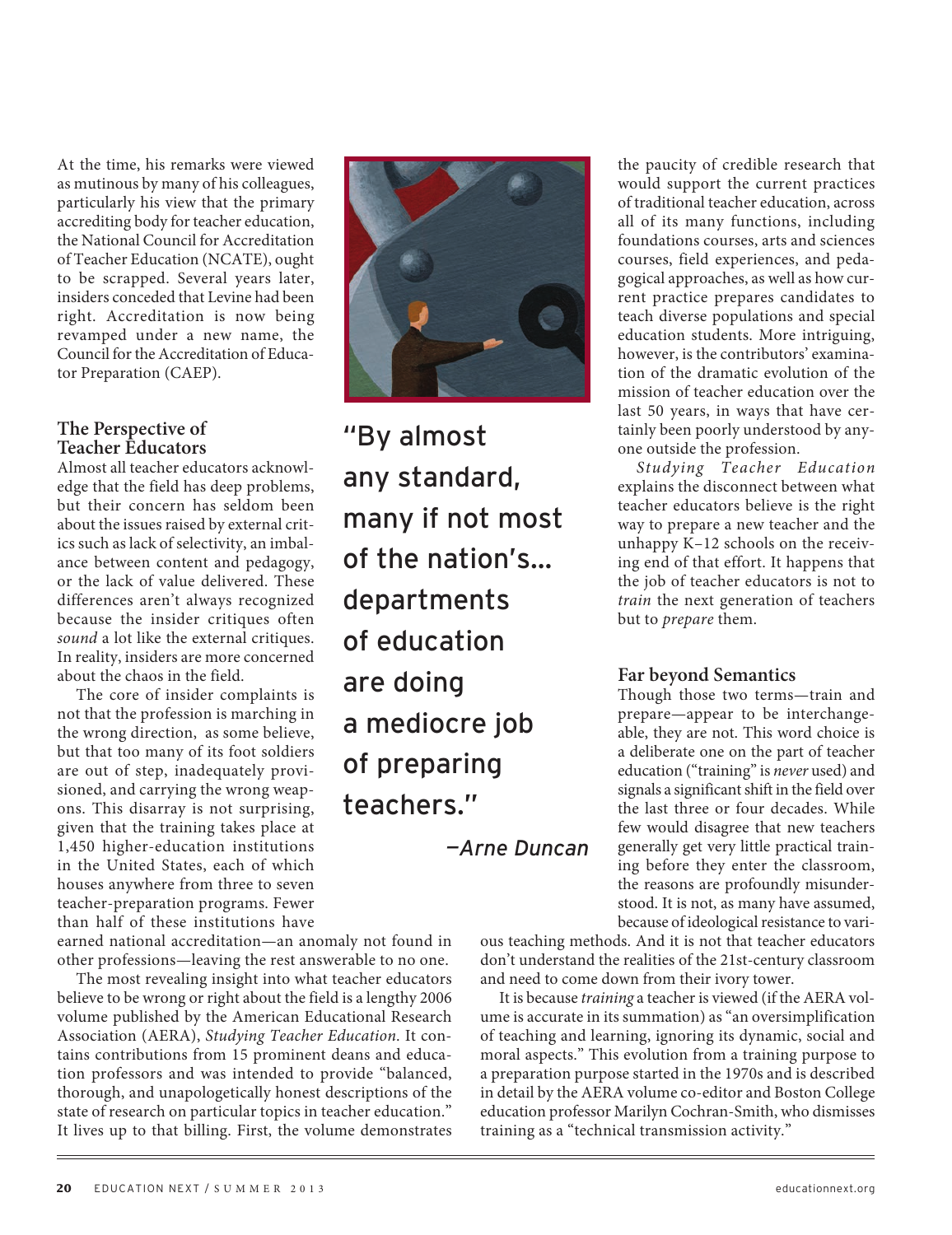At the time, his remarks were viewed as mutinous by many of his colleagues, particularly his view that the primary accrediting body for teacher education, the National Council for Accreditation of Teacher Education (NCATE), ought to be scrapped. Several years later, insiders conceded that Levine had been right. Accreditation is now being revamped under a new name, the Council for the Accreditation of Educator Preparation (CAEP).

### The Perspective of Teacher Educators

Almost all teacher educators acknowledge that the field has deep problems, but their concern has seldom been about the issues raised by external critics such as lack of selectivity, an imbalance between content and pedagogy, or the lack of value delivered. These differences aren't always recognized because the insider critiques often *sound* a lot like the external critiques. In reality, insiders are more concerned about the chaos in the field.

The core of insider complaints is not that the profession is marching in the wrong direction, as some believe, but that too many of its foot soldiers are out of step, inadequately provisioned, and carrying the wrong weapons. This disarray is not surprising, given that the training takes place at 1,450 higher-education institutions in the United States, each of which houses anywhere from three to seven teacher-preparation programs. Fewer than half of these institutions have earned national accreditation—an anomaly not found in other professions—leaving the rest answerable to no one.

The most revealing insight into what teacher educators believe to be wrong or right about the field is a lengthy 2006 volume published by the American Educational Research Association (AERA), *Studying Teacher Education*. It contains contributions from 15 prominent deans and education professors and was intended to provide "balanced, thorough, and unapologetically honest descriptions of the state of research on particular topics in teacher education." It lives up to that billing. First, the volume demonstrates the paucity of credible research that would support the current practices of traditional teacher education, across all of its many functions, including foundations courses, arts and sciences courses, field experiences, and pedagogical approaches, as well as how current practice prepares candidates to teach diverse populations and special education students. More intriguing, however, is the contributors' examination of the dramatic evolution of the mission of teacher education over the last 50 years, in ways that have certainly been poorly understood by anyone outside the profession.

*Studying Teacher Education* explains the disconnect between what teacher educators believe is the right way to prepare a new teacher and the unhappy K–12 schools on the receiving end of that effort. It happens that the job of teacher educators is not to *train* the next generation of teachers but to *prepare* them.

> "By almost any standard, many if not most of the nation's… departments of education are doing a mediocre job of preparing teachers."
>
> —*Arne Duncan*

### Far beyond Semantics

Though those two terms—train and prepare—appear to be interchangeable, they are not. This word choice is a deliberate one on the part of teacher education ("training" is *never* used) and signals a significant shift in the field over the last three or four decades. While few would disagree that new teachers generally get very little practical training before they enter the classroom, the reasons are profoundly misunderstood. It is not, as many have assumed, because of ideological resistance to various teaching methods. And it is not that teacher educators don't understand the realities of the 21st-century classroom and need to come down from their ivory tower.

It is because *training* a teacher is viewed (if the AERA volume is accurate in its summation) as "an oversimplification of teaching and learning, ignoring its dynamic, social and moral aspects." This evolution from a training purpose to a preparation purpose started in the 1970s and is described in detail by the AERA volume co-editor and Boston College education professor Marilyn Cochran-Smith, who dismisses training as a "technical transmission activity."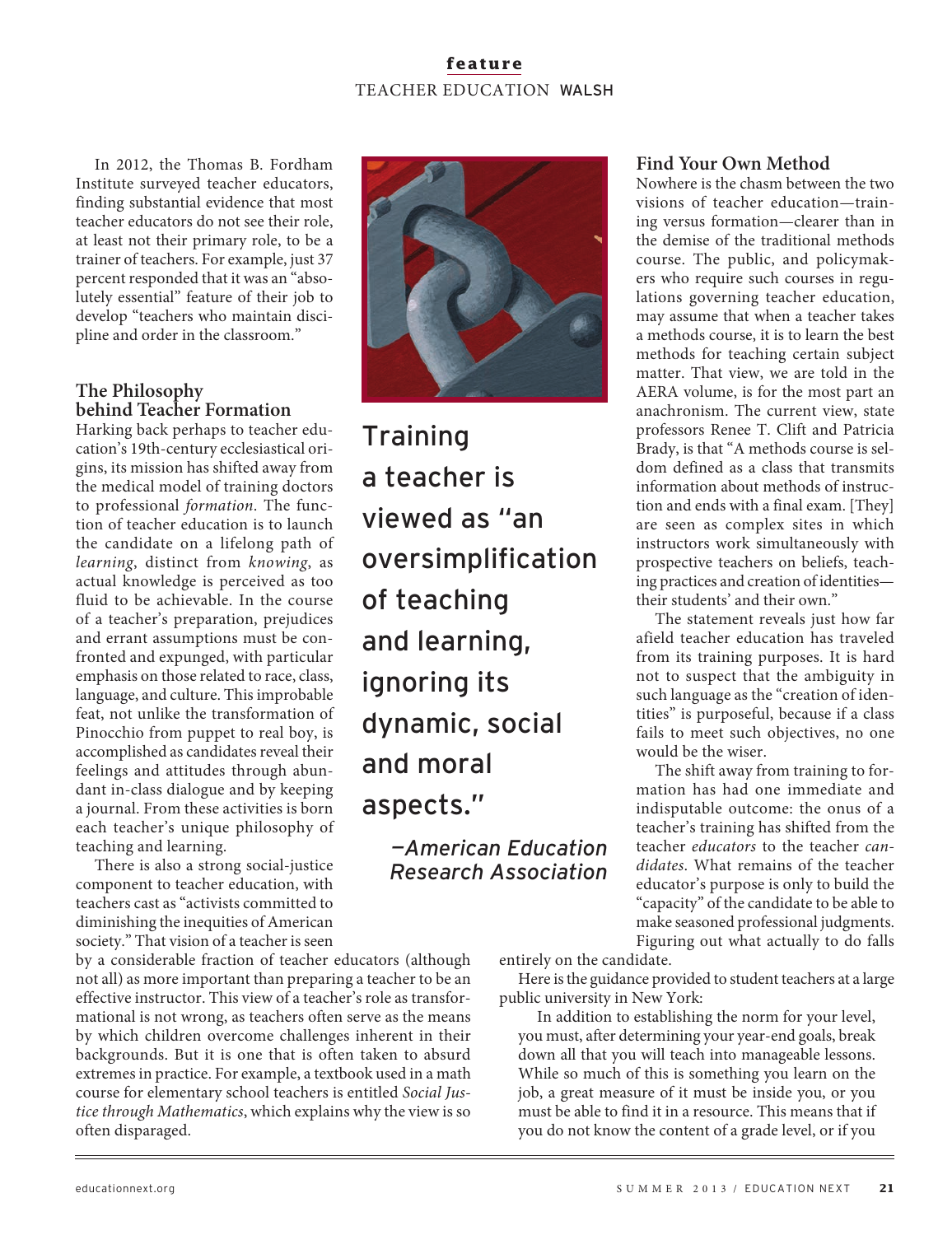In 2012, the Thomas B. Fordham Institute surveyed teacher educators, finding substantial evidence that most teacher educators do not see their role, at least not their primary role, to be a trainer of teachers. For example, just 37 percent responded that it was an "absolutely essential" feature of their job to develop "teachers who maintain discipline and order in the classroom."

## The Philosophy behind Teacher Formation

Harking back perhaps to teacher education's 19th-century ecclesiastical origins, its mission has shifted away from the medical model of training doctors to professional *formation*. The function of teacher education is to launch the candidate on a lifelong path of *learning*, distinct from *knowing*, as actual knowledge is perceived as too fluid to be achievable. In the course of a teacher's preparation, prejudices and errant assumptions must be confronted and expunged, with particular emphasis on those related to race, class, language, and culture. This improbable feat, not unlike the transformation of Pinocchio from puppet to real boy, is accomplished as candidates reveal their feelings and attitudes through abundant in-class dialogue and by keeping a journal. From these activities is born each teacher's unique philosophy of teaching and learning.

There is also a strong social-justice component to teacher education, with teachers cast as "activists committed to diminishing the inequities of American society." That vision of a teacher is seen by a considerable fraction of teacher educators (although not all) as more important than preparing a teacher to be an effective instructor. This view of a teacher's role as transformational is not wrong, as teachers often serve as the means by which children overcome challenges inherent in their backgrounds. But it is one that is often taken to absurd extremes in practice. For example, a textbook used in a math course for elementary school teachers is entitled *Social Justice through Mathematics*, which explains why the view is so often disparaged.

> Training a teacher is viewed as "an oversimplification of teaching and learning, ignoring its dynamic, social and moral aspects."
>
> *—American Education Research Association*

## Find Your Own Method

Nowhere is the chasm between the two visions of teacher education—training versus formation—clearer than in the demise of the traditional methods course. The public, and policymakers who require such courses in regulations governing teacher education, may assume that when a teacher takes a methods course, it is to learn the best methods for teaching certain subject matter. That view, we are told in the AERA volume, is for the most part an anachronism. The current view, state professors Renee T. Clift and Patricia Brady, is that "A methods course is seldom defined as a class that transmits information about methods of instruction and ends with a final exam. [They] are seen as complex sites in which instructors work simultaneously with prospective teachers on beliefs, teaching practices and creation of identities—their students' and their own."

The statement reveals just how far afield teacher education has traveled from its training purposes. It is hard not to suspect that the ambiguity in such language as the "creation of identities" is purposeful, because if a class fails to meet such objectives, no one would be the wiser.

The shift away from training to formation has had one immediate and indisputable outcome: the onus of a teacher's training has shifted from the teacher *educators* to the teacher *candidates*. What remains of the teacher educator's purpose is only to build the "capacity" of the candidate to be able to make seasoned professional judgments. Figuring out what actually to do falls entirely on the candidate.

Here is the guidance provided to student teachers at a large public university in New York:

> In addition to establishing the norm for your level, you must, after determining your year-end goals, break down all that you will teach into manageable lessons. While so much of this is something you learn on the job, a great measure of it must be inside you, or you must be able to find it in a resource. This means that if you do not know the content of a grade level, or if you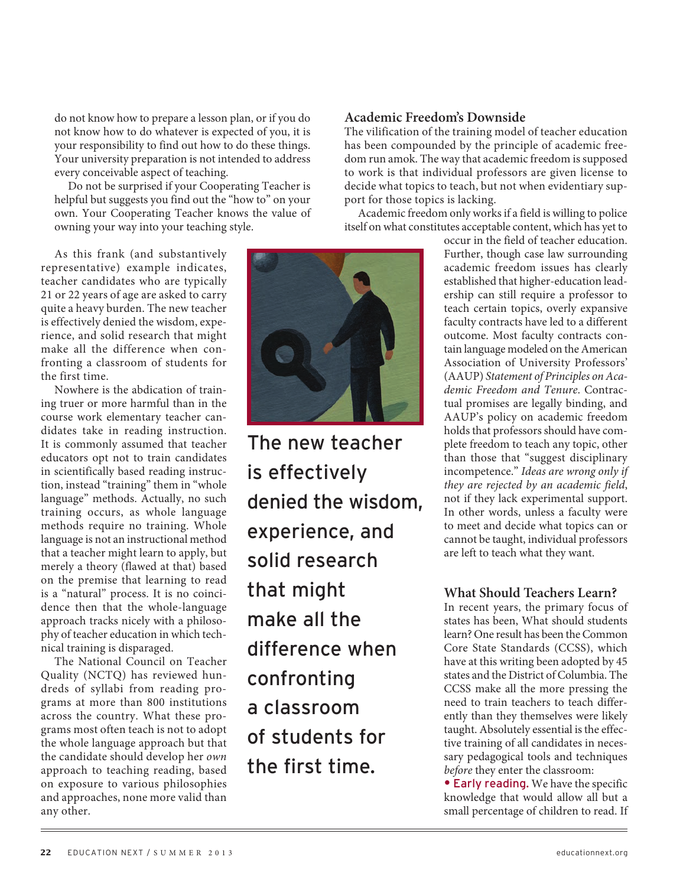do not know how to prepare a lesson plan, or if you do not know how to do whatever is expected of you, it is your responsibility to find out how to do these things. Your university preparation is not intended to address every conceivable aspect of teaching.

Do not be surprised if your Cooperating Teacher is helpful but suggests you find out the "how to" on your own. Your Cooperating Teacher knows the value of owning your way into your teaching style.

As this frank (and substantively representative) example indicates, teacher candidates who are typically 21 or 22 years of age are asked to carry quite a heavy burden. The new teacher is effectively denied the wisdom, experience, and solid research that might make all the difference when confronting a classroom of students for the first time.

Nowhere is the abdication of training truer or more harmful than in the course work elementary teacher candidates take in reading instruction. It is commonly assumed that teacher educators opt not to train candidates in scientifically based reading instruction, instead "training" them in "whole language" methods. Actually, no such training occurs, as whole language methods require no training. Whole language is not an instructional method that a teacher might learn to apply, but merely a theory (flawed at that) based on the premise that learning to read is a "natural" process. It is no coincidence then that the whole-language approach tracks nicely with a philosophy of teacher education in which technical training is disparaged.

The National Council on Teacher Quality (NCTQ) has reviewed hundreds of syllabi from reading programs at more than 800 institutions across the country. What these programs most often teach is not to adopt the whole language approach but that the candidate should develop her *own* approach to teaching reading, based on exposure to various philosophies and approaches, none more valid than any other.

> The new teacher is effectively denied the wisdom, experience, and solid research that might make all the difference when confronting a classroom of students for the first time.

## Academic Freedom's Downside

The vilification of the training model of teacher education has been compounded by the principle of academic freedom run amok. The way that academic freedom is supposed to work is that individual professors are given license to decide what topics to teach, but not when evidentiary support for those topics is lacking.

Academic freedom only works if a field is willing to police itself on what constitutes acceptable content, which has yet to occur in the field of teacher education. Further, though case law surrounding academic freedom issues has clearly established that higher-education leadership can still require a professor to teach certain topics, overly expansive faculty contracts have led to a different outcome. Most faculty contracts contain language modeled on the American Association of University Professors' (AAUP) *Statement of Principles on Academic Freedom and Tenure*. Contractual promises are legally binding, and AAUP's policy on academic freedom holds that professors should have complete freedom to teach any topic, other than those that "suggest disciplinary incompetence." *Ideas are wrong only if they are rejected by an academic field*, not if they lack experimental support. In other words, unless a faculty were to meet and decide what topics can or cannot be taught, individual professors are left to teach what they want.

## What Should Teachers Learn?

In recent years, the primary focus of states has been, What should students learn? One result has been the Common Core State Standards (CCSS), which have at this writing been adopted by 45 states and the District of Columbia. The CCSS make all the more pressing the need to train teachers to teach differently than they themselves were likely taught. Absolutely essential is the effective training of all candidates in necessary pedagogical tools and techniques *before* they enter the classroom:

- **Early reading.** We have the specific knowledge that would allow all but a small percentage of children to read. If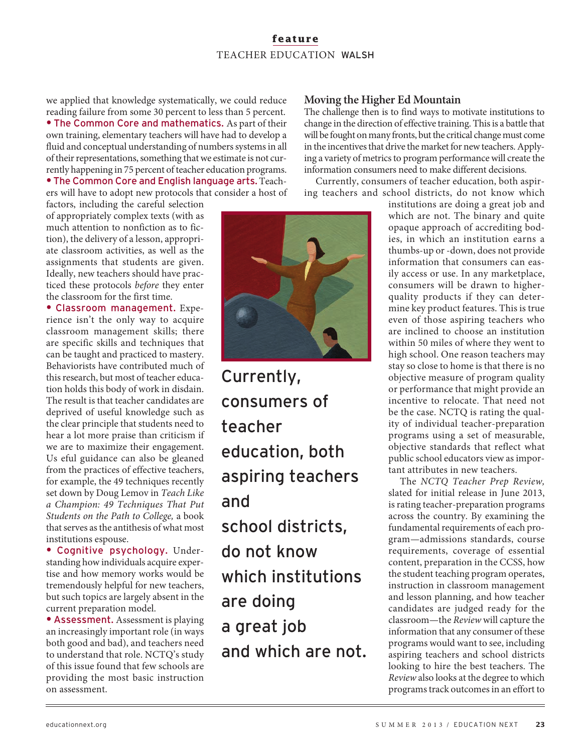we applied that knowledge systematically, we could reduce reading failure from some 30 percent to less than 5 percent.

- **The Common Core and mathematics.** As part of their own training, elementary teachers will have had to develop a fluid and conceptual understanding of numbers systems in all of their representations, something that we estimate is not currently happening in 75 percent of teacher education programs.
- **The Common Core and English language arts.** Teachers will have to adopt new protocols that consider a host of factors, including the careful selection of appropriately complex texts (with as much attention to nonfiction as to fiction), the delivery of a lesson, appropriate classroom activities, as well as the assignments that students are given. Ideally, new teachers should have practiced these protocols *before* they enter the classroom for the first time.
- **Classroom management.** Experience isn't the only way to acquire classroom management skills; there are specific skills and techniques that can be taught and practiced to mastery. Behaviorists have contributed much of this research, but most of teacher education holds this body of work in disdain. The result is that teacher candidates are deprived of useful knowledge such as the clear principle that students need to hear a lot more praise than criticism if we are to maximize their engagement. Us eful guidance can also be gleaned from the practices of effective teachers, for example, the 49 techniques recently set down by Doug Lemov in *Teach Like a Champion: 49 Techniques That Put Students on the Path to College,* a book that serves as the antithesis of what most institutions espouse.
- **Cognitive psychology.** Understanding how individuals acquire expertise and how memory works would be tremendously helpful for new teachers, but such topics are largely absent in the current preparation model.
- **Assessment.** Assessment is playing an increasingly important role (in ways both good and bad), and teachers need to understand that role. NCTQ's study of this issue found that few schools are providing the most basic instruction on assessment.

## Moving the Higher Ed Mountain

The challenge then is to find ways to motivate institutions to change in the direction of effective training. This is a battle that will be fought on many fronts, but the critical change must come in the incentives that drive the market for new teachers. Applying a variety of metrics to program performance will create the information consumers need to make different decisions.

Currently, consumers of teacher education, both aspiring teachers and school districts, do not know which institutions are doing a great job and which are not. The binary and quite opaque approach of accrediting bodies, in which an institution earns a thumbs-up or -down, does not provide information that consumers can easily access or use. In any marketplace, consumers will be drawn to higher-quality products if they can determine key product features. This is true even of those aspiring teachers who are inclined to choose an institution within 50 miles of where they went to high school. One reason teachers may stay so close to home is that there is no objective measure of program quality or performance that might provide an incentive to relocate. That need not be the case. NCTQ is rating the quality of individual teacher-preparation programs using a set of measurable, objective standards that reflect what public school educators view as important attributes in new teachers.

> Currently, consumers of teacher education, both aspiring teachers and school districts, do not know which institutions are doing a great job and which are not.

The *NCTQ Teacher Prep Review,* slated for initial release in June 2013, is rating teacher-preparation programs across the country. By examining the fundamental requirements of each program—admissions standards, course requirements, coverage of essential content, preparation in the CCSS, how the student teaching program operates, instruction in classroom management and lesson planning, and how teacher candidates are judged ready for the classroom—the *Review* will capture the information that any consumer of these programs would want to see, including aspiring teachers and school districts looking to hire the best teachers. The *Review* also looks at the degree to which programs track outcomes in an effort to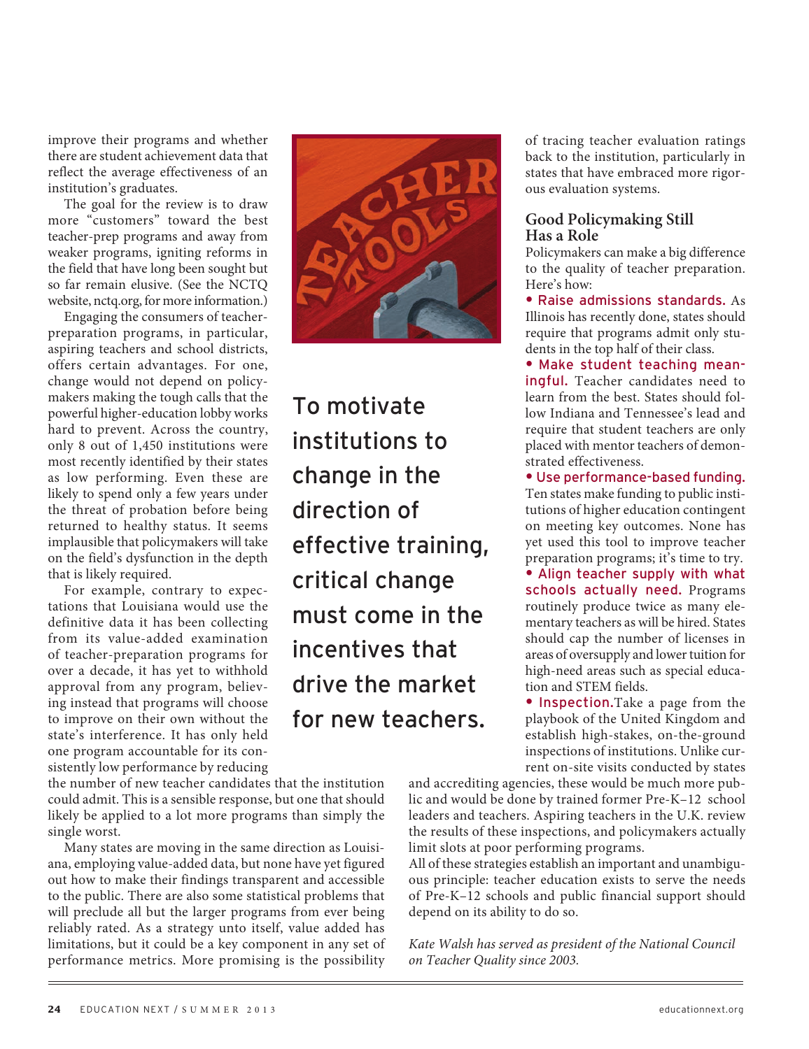improve their programs and whether there are student achievement data that reflect the average effectiveness of an institution's graduates.

The goal for the review is to draw more "customers" toward the best teacher-prep programs and away from weaker programs, igniting reforms in the field that have long been sought but so far remain elusive. (See the NCTQ website, nctq.org, for more information.)

Engaging the consumers of teacher-preparation programs, in particular, aspiring teachers and school districts, offers certain advantages. For one, change would not depend on policymakers making the tough calls that the powerful higher-education lobby works hard to prevent. Across the country, only 8 out of 1,450 institutions were most recently identified by their states as low performing. Even these are likely to spend only a few years under the threat of probation before being returned to healthy status. It seems implausible that policymakers will take on the field's dysfunction in the depth that is likely required.

For example, contrary to expectations that Louisiana would use the definitive data it has been collecting from its value-added examination of teacher-preparation programs for over a decade, it has yet to withhold approval from any program, believing instead that programs will choose to improve on their own without the state's interference. It has only held one program accountable for its consistently low performance by reducing the number of new teacher candidates that the institution could admit. This is a sensible response, but one that should likely be applied to a lot more programs than simply the single worst.

Many states are moving in the same direction as Louisiana, employing value-added data, but none have yet figured out how to make their findings transparent and accessible to the public. There are also some statistical problems that will preclude all but the larger programs from ever being reliably rated. As a strategy unto itself, value added has limitations, but it could be a key component in any set of performance metrics. More promising is the possibility of tracing teacher evaluation ratings back to the institution, particularly in states that have embraced more rigorous evaluation systems.

To motivate institutions to change in the direction of effective training, critical change must come in the incentives that drive the market for new teachers.

## Good Policymaking Still Has a Role

Policymakers can make a big difference to the quality of teacher preparation. Here's how:

- **Raise admissions standards.** As Illinois has recently done, states should require that programs admit only students in the top half of their class.
- **Make student teaching meaningful.** Teacher candidates need to learn from the best. States should follow Indiana and Tennessee's lead and require that student teachers are only placed with mentor teachers of demonstrated effectiveness.
- **Use performance-based funding.** Ten states make funding to public institutions of higher education contingent on meeting key outcomes. None has yet used this tool to improve teacher preparation programs; it's time to try.
- **Align teacher supply with what schools actually need.** Programs routinely produce twice as many elementary teachers as will be hired. States should cap the number of licenses in areas of oversupply and lower tuition for high-need areas such as special education and STEM fields.
- **Inspection.** Take a page from the playbook of the United Kingdom and establish high-stakes, on-the-ground inspections of institutions. Unlike current on-site visits conducted by states and accrediting agencies, these would be much more public and would be done by trained former Pre-K–12 school leaders and teachers. Aspiring teachers in the U.K. review the results of these inspections, and policymakers actually limit slots at poor performing programs.

All of these strategies establish an important and unambiguous principle: teacher education exists to serve the needs of Pre-K–12 schools and public financial support should depend on its ability to do so.

*Kate Walsh has served as president of the National Council on Teacher Quality since 2003.*